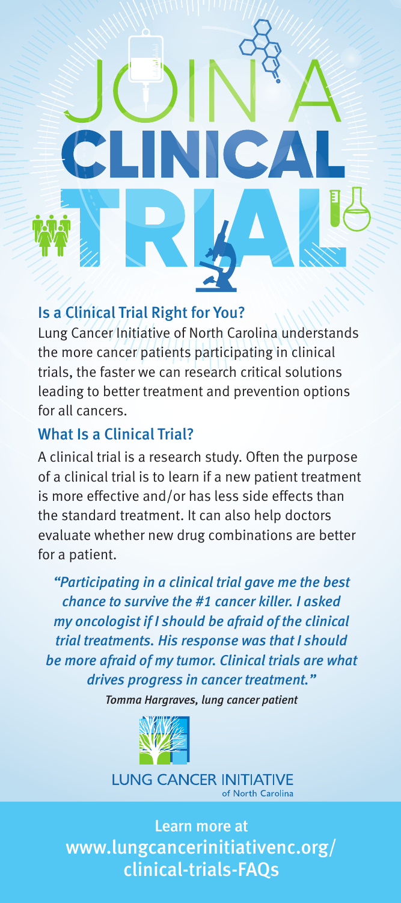# JOIN A CLINICAL TRIAL

## Is a Clinical Trial Right for You?

Lung Cancer Initiative of North Carolina understands the more cancer patients participating in clinical trials, the faster we can research critical solutions leading to better treatment and prevention options for all cancers.

## What Is a Clinical Trial?

A clinical trial is a research study. Often the purpose of a clinical trial is to learn if a new patient treatment is more effective and/or has less side effects than the standard treatment. It can also help doctors evaluate whether new drug combinations are better for a patient.

*"Participating in a clinical trial gave me the best chance to survive the #1 cancer killer. I asked my oncologist if I should be afraid of the clinical trial treatments. His response was that I should be more afraid of my tumor. Clinical trials are what drives progress in cancer treatment."*

*Tomma Hargraves, lung cancer patient*

LUNG CANCER INITIATIVE of North Carolina

Learn more at www.lungcancerinitiativenc.org/clinical-trials-FAQs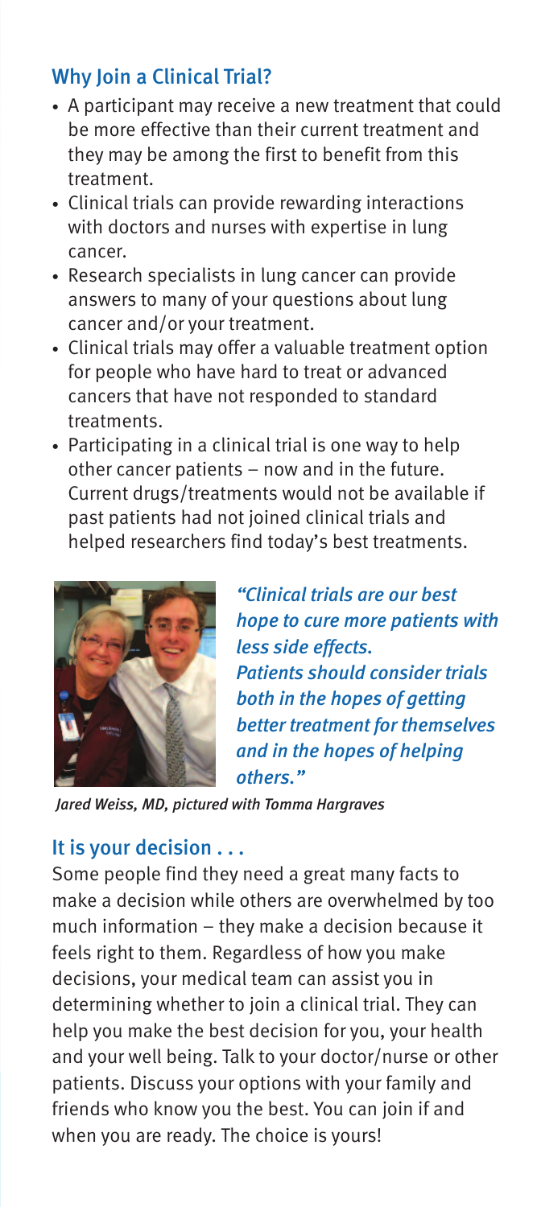## Why Join a Clinical Trial?

- A participant may receive a new treatment that could be more effective than their current treatment and they may be among the first to benefit from this treatment.
- Clinical trials can provide rewarding interactions with doctors and nurses with expertise in lung cancer.
- Research specialists in lung cancer can provide answers to many of your questions about lung cancer and/or your treatment.
- Clinical trials may offer a valuable treatment option for people who have hard to treat or advanced cancers that have not responded to standard treatments.
- Participating in a clinical trial is one way to help other cancer patients – now and in the future. Current drugs/treatments would not be available if past patients had not joined clinical trials and helped researchers find today's best treatments.

*"Clinical trials are our best hope to cure more patients with less side effects. Patients should consider trials both in the hopes of getting better treatment for themselves and in the hopes of helping others."*

*Jared Weiss, MD, pictured with Tomma Hargraves*

## It is your decision . . .

Some people find they need a great many facts to make a decision while others are overwhelmed by too much information – they make a decision because it feels right to them. Regardless of how you make decisions, your medical team can assist you in determining whether to join a clinical trial. They can help you make the best decision for you, your health and your well being. Talk to your doctor/nurse or other patients. Discuss your options with your family and friends who know you the best. You can join if and when you are ready. The choice is yours!